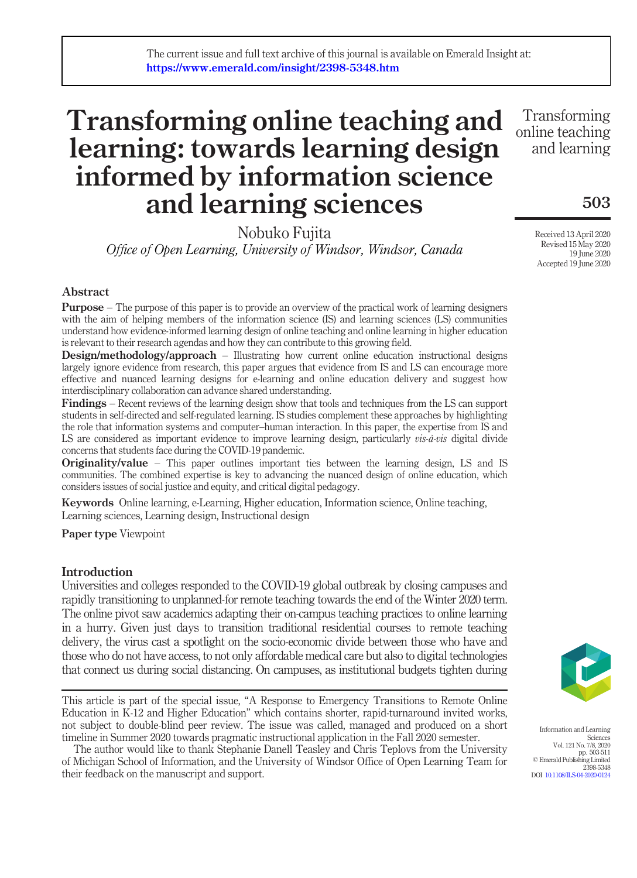The current issue and full text archive of this journal is available on Emerald Insight at: https://www.emerald.com/insight/2398-5348.htm

# Transforming online teaching and learning: towards learning design informed by information science and learning sciences

Nobuko Fujita
*Office of Open Learning, University of Windsor, Windsor, Canada*

Received 13 April 2020
Revised 15 May 2020
19 June 2020
Accepted 19 June 2020

## Abstract

**Purpose** – The purpose of this paper is to provide an overview of the practical work of learning designers with the aim of helping members of the information science (IS) and learning sciences (LS) communities understand how evidence-informed learning design of online teaching and online learning in higher education is relevant to their research agendas and how they can contribute to this growing field.

**Design/methodology/approach** – Illustrating how current online education instructional designs largely ignore evidence from research, this paper argues that evidence from IS and LS can encourage more effective and nuanced learning designs for e-learning and online education delivery and suggest how interdisciplinary collaboration can advance shared understanding.

**Findings** – Recent reviews of the learning design show that tools and techniques from the LS can support students in self-directed and self-regulated learning. IS studies complement these approaches by highlighting the role that information systems and computer–human interaction. In this paper, the expertise from IS and LS are considered as important evidence to improve learning design, particularly *vis-à-vis* digital divide concerns that students face during the COVID-19 pandemic.

**Originality/value** – This paper outlines important ties between the learning design, LS and IS communities. The combined expertise is key to advancing the nuanced design of online education, which considers issues of social justice and equity, and critical digital pedagogy.

**Keywords** Online learning, e-Learning, Higher education, Information science, Online teaching, Learning sciences, Learning design, Instructional design

**Paper type** Viewpoint

## Introduction

Universities and colleges responded to the COVID-19 global outbreak by closing campuses and rapidly transitioning to unplanned-for remote teaching towards the end of the Winter 2020 term. The online pivot saw academics adapting their on-campus teaching practices to online learning in a hurry. Given just days to transition traditional residential courses to remote teaching delivery, the virus cast a spotlight on the socio-economic divide between those who have and those who do not have access, to not only affordable medical care but also to digital technologies that connect us during social distancing. On campuses, as institutional budgets tighten during

This article is part of the special issue, "A Response to Emergency Transitions to Remote Online Education in K-12 and Higher Education" which contains shorter, rapid-turnaround invited works, not subject to double-blind peer review. The issue was called, managed and produced on a short timeline in Summer 2020 towards pragmatic instructional application in the Fall 2020 semester.

The author would like to thank Stephanie Danell Teasley and Chris Teplovs from the University of Michigan School of Information, and the University of Windsor Office of Open Learning Team for their feedback on the manuscript and support.

Information and Learning Sciences
Vol. 121 No. 7/8, 2020
pp. 503-511
© Emerald Publishing Limited
2398-5348
DOI 10.1108/ILS-04-2020-0124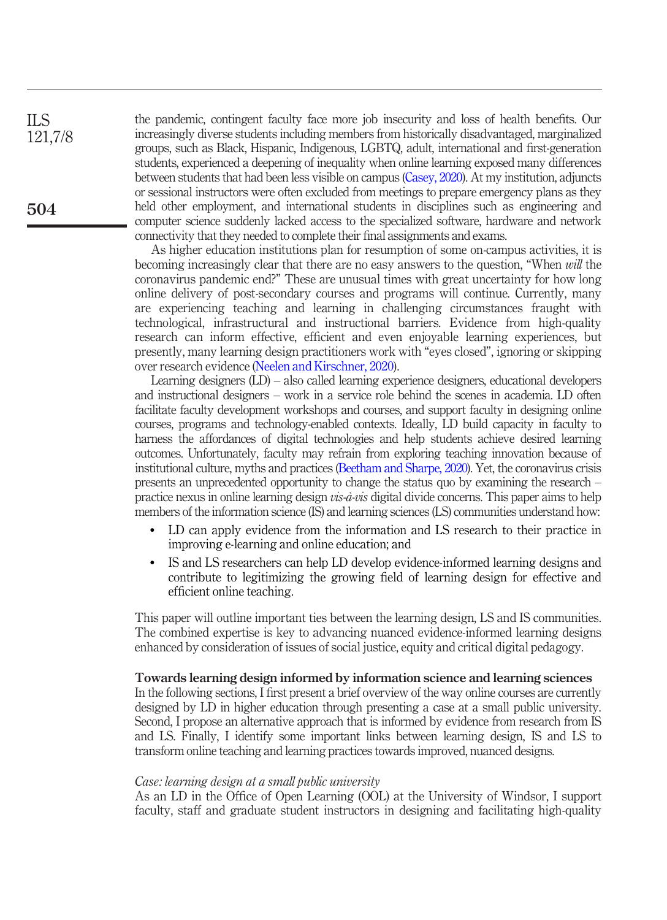the pandemic, contingent faculty face more job insecurity and loss of health benefits. Our increasingly diverse students including members from historically disadvantaged, marginalized groups, such as Black, Hispanic, Indigenous, LGBTQ, adult, international and first-generation students, experienced a deepening of inequality when online learning exposed many differences between students that had been less visible on campus (Casey, 2020). At my institution, adjuncts or sessional instructors were often excluded from meetings to prepare emergency plans as they held other employment, and international students in disciplines such as engineering and computer science suddenly lacked access to the specialized software, hardware and network connectivity that they needed to complete their final assignments and exams.

As higher education institutions plan for resumption of some on-campus activities, it is becoming increasingly clear that there are no easy answers to the question, "When *will* the coronavirus pandemic end?" These are unusual times with great uncertainty for how long online delivery of post-secondary courses and programs will continue. Currently, many are experiencing teaching and learning in challenging circumstances fraught with technological, infrastructural and instructional barriers. Evidence from high-quality research can inform effective, efficient and even enjoyable learning experiences, but presently, many learning design practitioners work with "eyes closed", ignoring or skipping over research evidence (Neelen and Kirschner, 2020).

Learning designers (LD) – also called learning experience designers, educational developers and instructional designers – work in a service role behind the scenes in academia. LD often facilitate faculty development workshops and courses, and support faculty in designing online courses, programs and technology-enabled contexts. Ideally, LD build capacity in faculty to harness the affordances of digital technologies and help students achieve desired learning outcomes. Unfortunately, faculty may refrain from exploring teaching innovation because of institutional culture, myths and practices (Beetham and Sharpe, 2020). Yet, the coronavirus crisis presents an unprecedented opportunity to change the status quo by examining the research – practice nexus in online learning design *vis-à-vis* digital divide concerns. This paper aims to help members of the information science (IS) and learning sciences (LS) communities understand how:

- LD can apply evidence from the information and LS research to their practice in improving e-learning and online education; and
- IS and LS researchers can help LD develop evidence-informed learning designs and contribute to legitimizing the growing field of learning design for effective and efficient online teaching.

This paper will outline important ties between the learning design, LS and IS communities. The combined expertise is key to advancing nuanced evidence-informed learning designs enhanced by consideration of issues of social justice, equity and critical digital pedagogy.

## Towards learning design informed by information science and learning sciences

In the following sections, I first present a brief overview of the way online courses are currently designed by LD in higher education through presenting a case at a small public university. Second, I propose an alternative approach that is informed by evidence from research from IS and LS. Finally, I identify some important links between learning design, IS and LS to transform online teaching and learning practices towards improved, nuanced designs.

### *Case: learning design at a small public university*

As an LD in the Office of Open Learning (OOL) at the University of Windsor, I support faculty, staff and graduate student instructors in designing and facilitating high-quality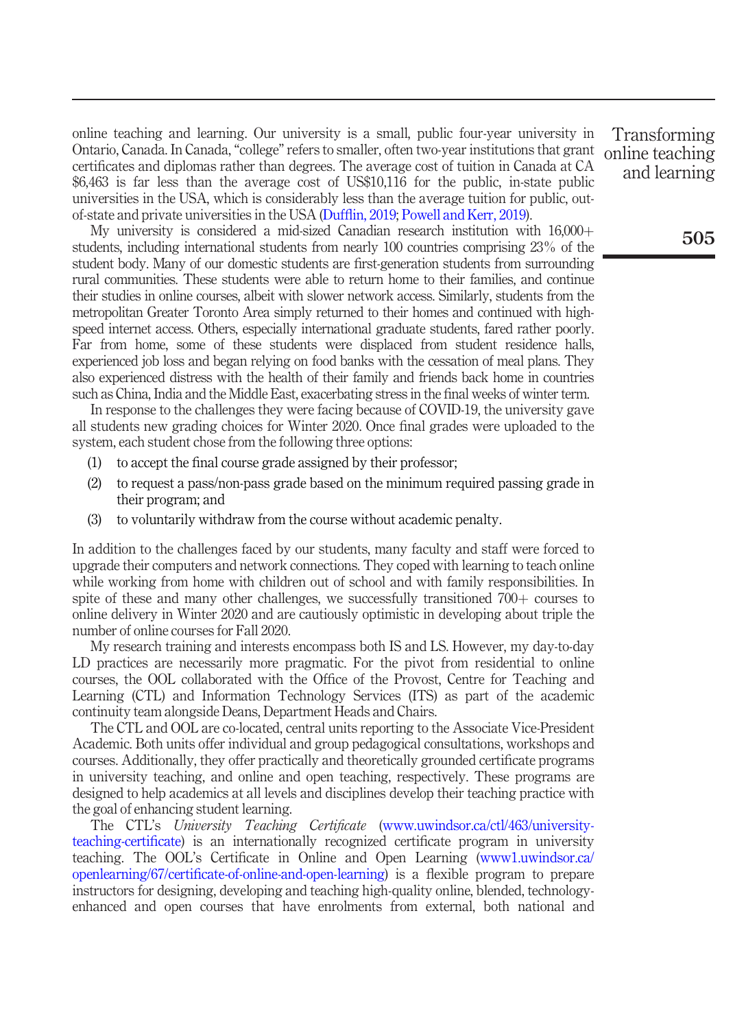online teaching and learning. Our university is a small, public four-year university in Ontario, Canada. In Canada, "college" refers to smaller, often two-year institutions that grant certificates and diplomas rather than degrees. The average cost of tuition in Canada at CA $6,463 is far less than the average cost of US$10,116 for the public, in-state public universities in the USA, which is considerably less than the average tuition for public, out-of-state and private universities in the USA (Dufflin, 2019; Powell and Kerr, 2019).

My university is considered a mid-sized Canadian research institution with 16,000+ students, including international students from nearly 100 countries comprising 23% of the student body. Many of our domestic students are first-generation students from surrounding rural communities. These students were able to return home to their families, and continue their studies in online courses, albeit with slower network access. Similarly, students from the metropolitan Greater Toronto Area simply returned to their homes and continued with high-speed internet access. Others, especially international graduate students, fared rather poorly. Far from home, some of these students were displaced from student residence halls, experienced job loss and began relying on food banks with the cessation of meal plans. They also experienced distress with the health of their family and friends back home in countries such as China, India and the Middle East, exacerbating stress in the final weeks of winter term.

In response to the challenges they were facing because of COVID-19, the university gave all students new grading choices for Winter 2020. Once final grades were uploaded to the system, each student chose from the following three options:

(1) to accept the final course grade assigned by their professor;

(2) to request a pass/non-pass grade based on the minimum required passing grade in their program; and

(3) to voluntarily withdraw from the course without academic penalty.

In addition to the challenges faced by our students, many faculty and staff were forced to upgrade their computers and network connections. They coped with learning to teach online while working from home with children out of school and with family responsibilities. In spite of these and many other challenges, we successfully transitioned 700+ courses to online delivery in Winter 2020 and are cautiously optimistic in developing about triple the number of online courses for Fall 2020.

My research training and interests encompass both IS and LS. However, my day-to-day LD practices are necessarily more pragmatic. For the pivot from residential to online courses, the OOL collaborated with the Office of the Provost, Centre for Teaching and Learning (CTL) and Information Technology Services (ITS) as part of the academic continuity team alongside Deans, Department Heads and Chairs.

The CTL and OOL are co-located, central units reporting to the Associate Vice-President Academic. Both units offer individual and group pedagogical consultations, workshops and courses. Additionally, they offer practically and theoretically grounded certificate programs in university teaching, and online and open teaching, respectively. These programs are designed to help academics at all levels and disciplines develop their teaching practice with the goal of enhancing student learning.

The CTL's *University Teaching Certificate* (www.uwindsor.ca/ctl/463/university-teaching-certificate) is an internationally recognized certificate program in university teaching. The OOL's Certificate in Online and Open Learning (www1.uwindsor.ca/openlearning/67/certificate-of-online-and-open-learning) is a flexible program to prepare instructors for designing, developing and teaching high-quality online, blended, technology-enhanced and open courses that have enrolments from external, both national and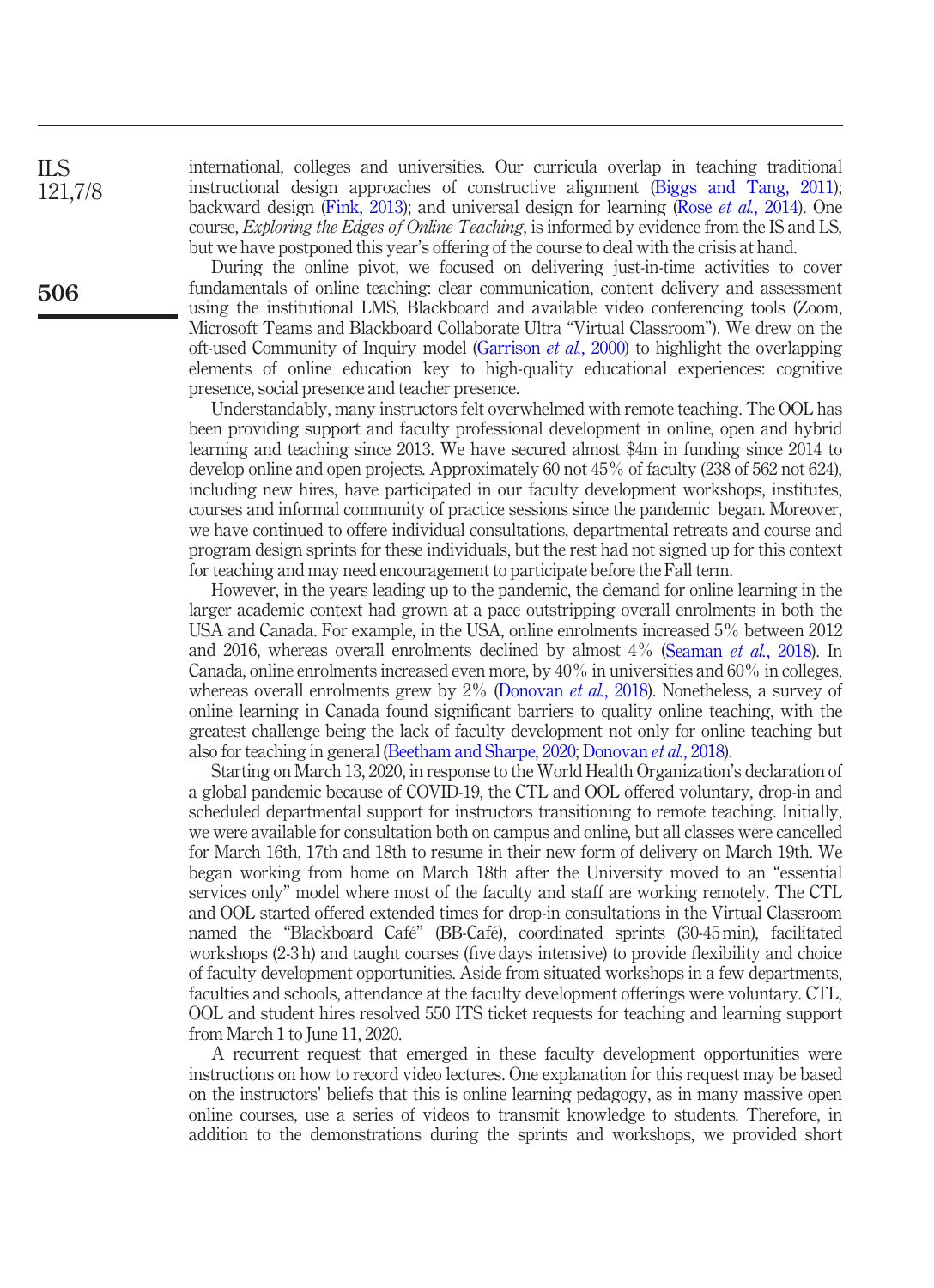international, colleges and universities. Our curricula overlap in teaching traditional instructional design approaches of constructive alignment (Biggs and Tang, 2011); backward design (Fink, 2013); and universal design for learning (Rose *et al.*, 2014). One course, *Exploring the Edges of Online Teaching*, is informed by evidence from the IS and LS, but we have postponed this year's offering of the course to deal with the crisis at hand.

During the online pivot, we focused on delivering just-in-time activities to cover fundamentals of online teaching: clear communication, content delivery and assessment using the institutional LMS, Blackboard and available video conferencing tools (Zoom, Microsoft Teams and Blackboard Collaborate Ultra "Virtual Classroom"). We drew on the oft-used Community of Inquiry model (Garrison *et al.*, 2000) to highlight the overlapping elements of online education key to high-quality educational experiences: cognitive presence, social presence and teacher presence.

Understandably, many instructors felt overwhelmed with remote teaching. The OOL has been providing support and faculty professional development in online, open and hybrid learning and teaching since 2013. We have secured almost $4m in funding since 2014 to develop online and open projects. Approximately 60 not 45% of faculty (238 of 562 not 624), including new hires, have participated in our faculty development workshops, institutes, courses and informal community of practice sessions since the pandemic began. Moreover, we have continued to offere individual consultations, departmental retreats and course and program design sprints for these individuals, but the rest had not signed up for this context for teaching and may need encouragement to participate before the Fall term.

However, in the years leading up to the pandemic, the demand for online learning in the larger academic context had grown at a pace outstripping overall enrolments in both the USA and Canada. For example, in the USA, online enrolments increased 5% between 2012 and 2016, whereas overall enrolments declined by almost 4% (Seaman *et al.*, 2018). In Canada, online enrolments increased even more, by 40% in universities and 60% in colleges, whereas overall enrolments grew by 2% (Donovan *et al.*, 2018). Nonetheless, a survey of online learning in Canada found significant barriers to quality online teaching, with the greatest challenge being the lack of faculty development not only for online teaching but also for teaching in general (Beetham and Sharpe, 2020; Donovan *et al.*, 2018).

Starting on March 13, 2020, in response to the World Health Organization's declaration of a global pandemic because of COVID-19, the CTL and OOL offered voluntary, drop-in and scheduled departmental support for instructors transitioning to remote teaching. Initially, we were available for consultation both on campus and online, but all classes were cancelled for March 16th, 17th and 18th to resume in their new form of delivery on March 19th. We began working from home on March 18th after the University moved to an "essential services only" model where most of the faculty and staff are working remotely. The CTL and OOL started offered extended times for drop-in consultations in the Virtual Classroom named the "Blackboard Café" (BB-Café), coordinated sprints (30-45 min), facilitated workshops (2-3 h) and taught courses (five days intensive) to provide flexibility and choice of faculty development opportunities. Aside from situated workshops in a few departments, faculties and schools, attendance at the faculty development offerings were voluntary. CTL, OOL and student hires resolved 550 ITS ticket requests for teaching and learning support from March 1 to June 11, 2020.

A recurrent request that emerged in these faculty development opportunities were instructions on how to record video lectures. One explanation for this request may be based on the instructors' beliefs that this is online learning pedagogy, as in many massive open online courses, use a series of videos to transmit knowledge to students. Therefore, in addition to the demonstrations during the sprints and workshops, we provided short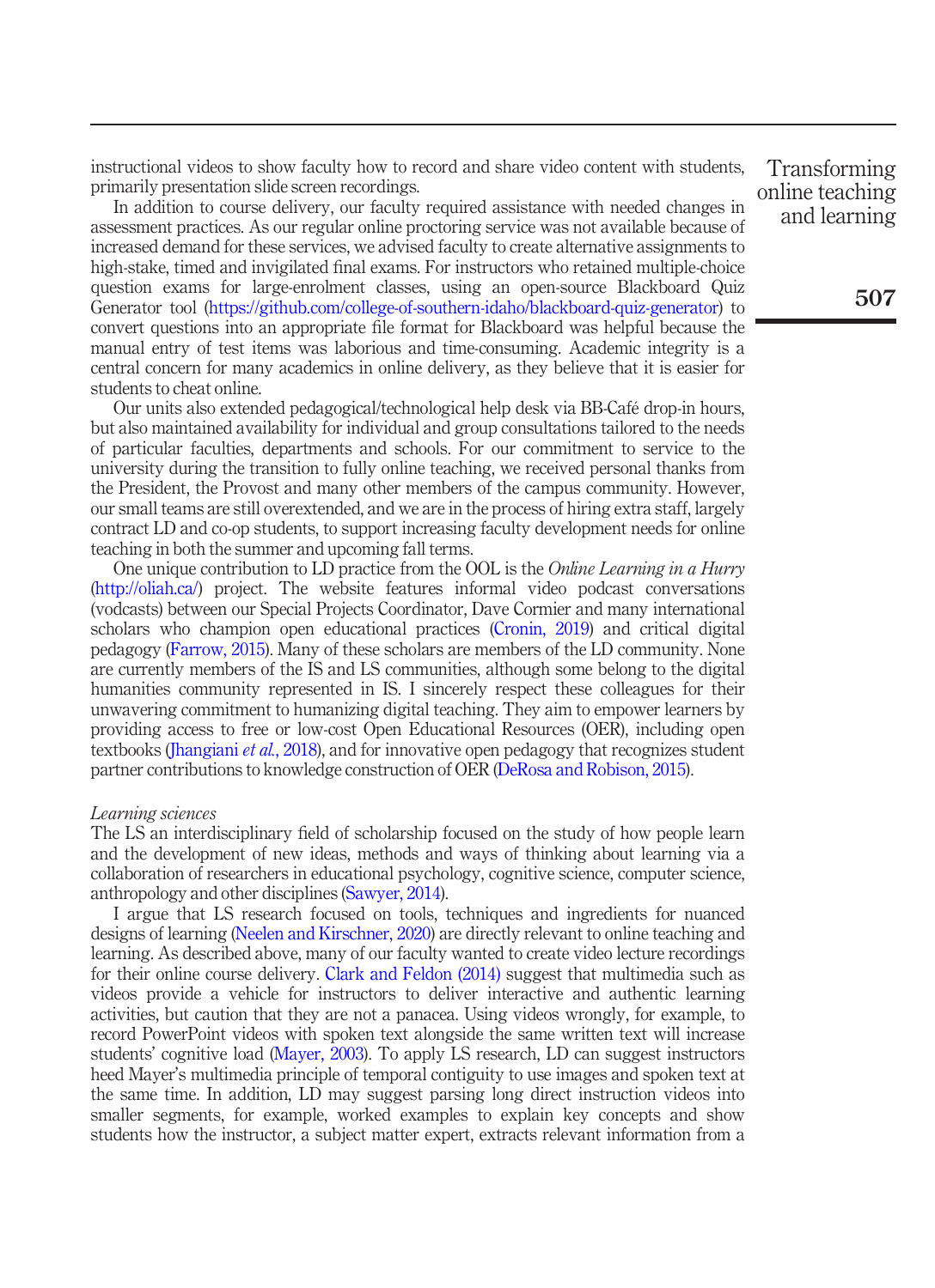instructional videos to show faculty how to record and share video content with students, primarily presentation slide screen recordings.

In addition to course delivery, our faculty required assistance with needed changes in assessment practices. As our regular online proctoring service was not available because of increased demand for these services, we advised faculty to create alternative assignments to high-stake, timed and invigilated final exams. For instructors who retained multiple-choice question exams for large-enrolment classes, using an open-source Blackboard Quiz Generator tool (https://github.com/college-of-southern-idaho/blackboard-quiz-generator) to convert questions into an appropriate file format for Blackboard was helpful because the manual entry of test items was laborious and time-consuming. Academic integrity is a central concern for many academics in online delivery, as they believe that it is easier for students to cheat online.

Our units also extended pedagogical/technological help desk via BB-Café drop-in hours, but also maintained availability for individual and group consultations tailored to the needs of particular faculties, departments and schools. For our commitment to service to the university during the transition to fully online teaching, we received personal thanks from the President, the Provost and many other members of the campus community. However, our small teams are still overextended, and we are in the process of hiring extra staff, largely contract LD and co-op students, to support increasing faculty development needs for online teaching in both the summer and upcoming fall terms.

One unique contribution to LD practice from the OOL is the *Online Learning in a Hurry* (http://oliah.ca/) project. The website features informal video podcast conversations (vodcasts) between our Special Projects Coordinator, Dave Cormier and many international scholars who champion open educational practices (Cronin, 2019) and critical digital pedagogy (Farrow, 2015). Many of these scholars are members of the LD community. None are currently members of the IS and LS communities, although some belong to the digital humanities community represented in IS. I sincerely respect these colleagues for their unwavering commitment to humanizing digital teaching. They aim to empower learners by providing access to free or low-cost Open Educational Resources (OER), including open textbooks (Jhangiani *et al.*, 2018), and for innovative open pedagogy that recognizes student partner contributions to knowledge construction of OER (DeRosa and Robison, 2015).

*Learning sciences*

The LS an interdisciplinary field of scholarship focused on the study of how people learn and the development of new ideas, methods and ways of thinking about learning via a collaboration of researchers in educational psychology, cognitive science, computer science, anthropology and other disciplines (Sawyer, 2014).

I argue that LS research focused on tools, techniques and ingredients for nuanced designs of learning (Neelen and Kirschner, 2020) are directly relevant to online teaching and learning. As described above, many of our faculty wanted to create video lecture recordings for their online course delivery. Clark and Feldon (2014) suggest that multimedia such as videos provide a vehicle for instructors to deliver interactive and authentic learning activities, but caution that they are not a panacea. Using videos wrongly, for example, to record PowerPoint videos with spoken text alongside the same written text will increase students' cognitive load (Mayer, 2003). To apply LS research, LD can suggest instructors heed Mayer's multimedia principle of temporal contiguity to use images and spoken text at the same time. In addition, LD may suggest parsing long direct instruction videos into smaller segments, for example, worked examples to explain key concepts and show students how the instructor, a subject matter expert, extracts relevant information from a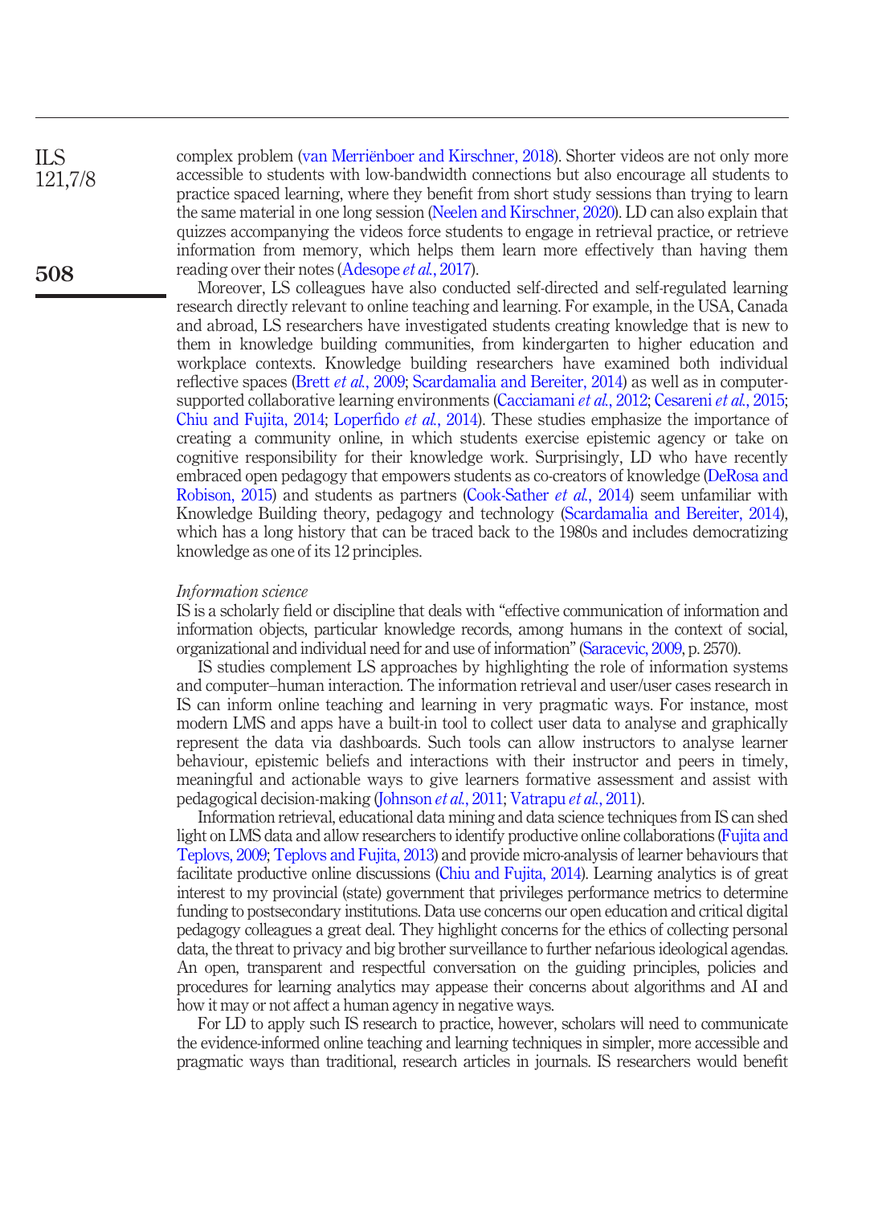complex problem (van Merriënboer and Kirschner, 2018). Shorter videos are not only more accessible to students with low-bandwidth connections but also encourage all students to practice spaced learning, where they benefit from short study sessions than trying to learn the same material in one long session (Neelen and Kirschner, 2020). LD can also explain that quizzes accompanying the videos force students to engage in retrieval practice, or retrieve information from memory, which helps them learn more effectively than having them reading over their notes (Adesope *et al.*, 2017).

Moreover, LS colleagues have also conducted self-directed and self-regulated learning research directly relevant to online teaching and learning. For example, in the USA, Canada and abroad, LS researchers have investigated students creating knowledge that is new to them in knowledge building communities, from kindergarten to higher education and workplace contexts. Knowledge building researchers have examined both individual reflective spaces (Brett *et al.*, 2009; Scardamalia and Bereiter, 2014) as well as in computer-supported collaborative learning environments (Cacciamani *et al.*, 2012; Cesareni *et al.*, 2015; Chiu and Fujita, 2014; Loperfido *et al.*, 2014). These studies emphasize the importance of creating a community online, in which students exercise epistemic agency or take on cognitive responsibility for their knowledge work. Surprisingly, LD who have recently embraced open pedagogy that empowers students as co-creators of knowledge (DeRosa and Robison, 2015) and students as partners (Cook-Sather *et al.*, 2014) seem unfamiliar with Knowledge Building theory, pedagogy and technology (Scardamalia and Bereiter, 2014), which has a long history that can be traced back to the 1980s and includes democratizing knowledge as one of its 12 principles.

*Information science*

IS is a scholarly field or discipline that deals with "effective communication of information and information objects, particular knowledge records, among humans in the context of social, organizational and individual need for and use of information" (Saracevic, 2009, p. 2570).

IS studies complement LS approaches by highlighting the role of information systems and computer–human interaction. The information retrieval and user/user cases research in IS can inform online teaching and learning in very pragmatic ways. For instance, most modern LMS and apps have a built-in tool to collect user data to analyse and graphically represent the data via dashboards. Such tools can allow instructors to analyse learner behaviour, epistemic beliefs and interactions with their instructor and peers in timely, meaningful and actionable ways to give learners formative assessment and assist with pedagogical decision-making (Johnson *et al.*, 2011; Vatrapu *et al.*, 2011).

Information retrieval, educational data mining and data science techniques from IS can shed light on LMS data and allow researchers to identify productive online collaborations (Fujita and Teplovs, 2009; Teplovs and Fujita, 2013) and provide micro-analysis of learner behaviours that facilitate productive online discussions (Chiu and Fujita, 2014). Learning analytics is of great interest to my provincial (state) government that privileges performance metrics to determine funding to postsecondary institutions. Data use concerns our open education and critical digital pedagogy colleagues a great deal. They highlight concerns for the ethics of collecting personal data, the threat to privacy and big brother surveillance to further nefarious ideological agendas. An open, transparent and respectful conversation on the guiding principles, policies and procedures for learning analytics may appease their concerns about algorithms and AI and how it may or not affect a human agency in negative ways.

For LD to apply such IS research to practice, however, scholars will need to communicate the evidence-informed online teaching and learning techniques in simpler, more accessible and pragmatic ways than traditional, research articles in journals. IS researchers would benefit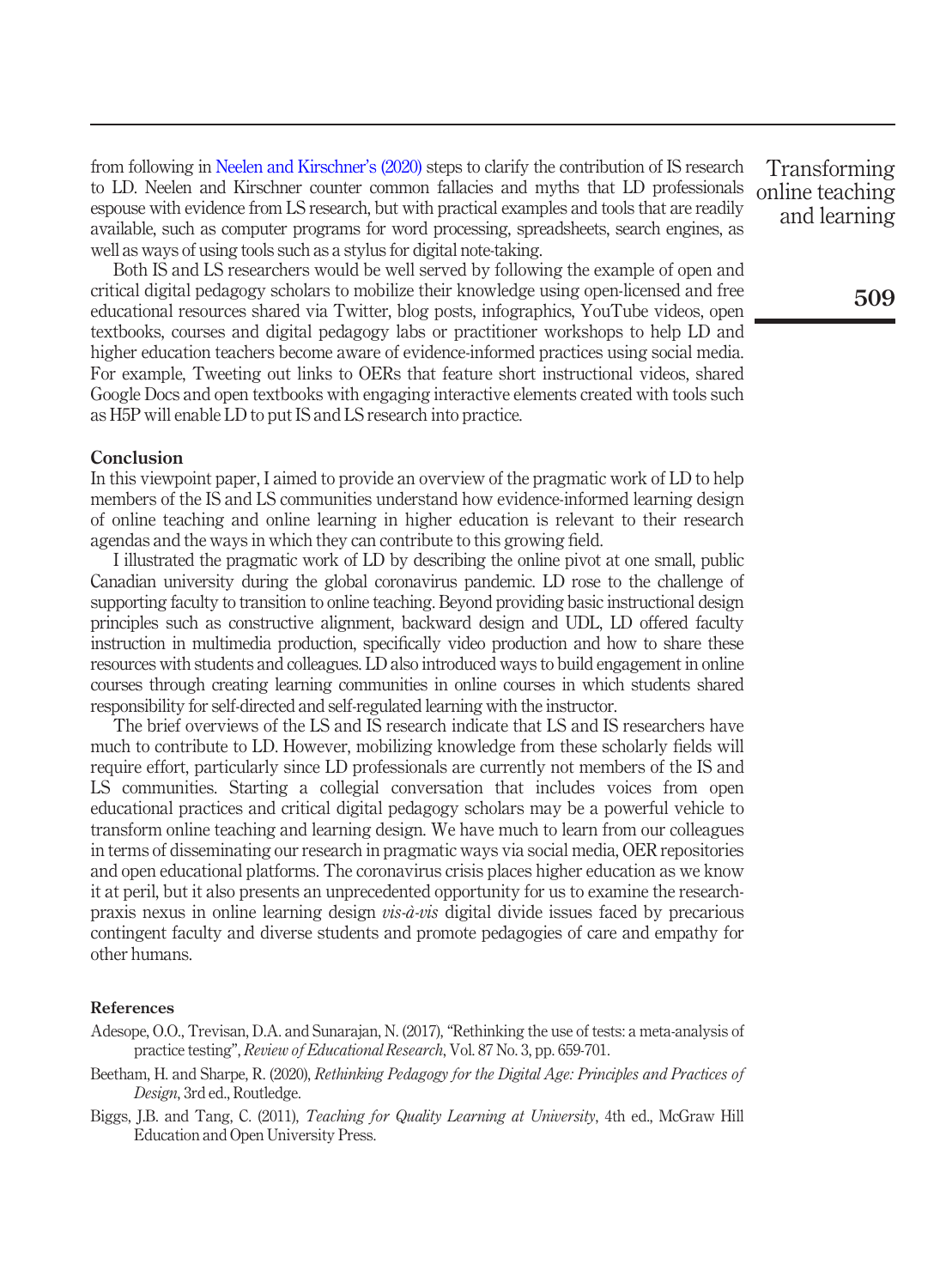from following in Neelen and Kirschner's (2020) steps to clarify the contribution of IS research to LD. Neelen and Kirschner counter common fallacies and myths that LD professionals espouse with evidence from LS research, but with practical examples and tools that are readily available, such as computer programs for word processing, spreadsheets, search engines, as well as ways of using tools such as a stylus for digital note-taking.

Both IS and LS researchers would be well served by following the example of open and critical digital pedagogy scholars to mobilize their knowledge using open-licensed and free educational resources shared via Twitter, blog posts, infographics, YouTube videos, open textbooks, courses and digital pedagogy labs or practitioner workshops to help LD and higher education teachers become aware of evidence-informed practices using social media. For example, Tweeting out links to OERs that feature short instructional videos, shared Google Docs and open textbooks with engaging interactive elements created with tools such as H5P will enable LD to put IS and LS research into practice.

## Conclusion

In this viewpoint paper, I aimed to provide an overview of the pragmatic work of LD to help members of the IS and LS communities understand how evidence-informed learning design of online teaching and online learning in higher education is relevant to their research agendas and the ways in which they can contribute to this growing field.

I illustrated the pragmatic work of LD by describing the online pivot at one small, public Canadian university during the global coronavirus pandemic. LD rose to the challenge of supporting faculty to transition to online teaching. Beyond providing basic instructional design principles such as constructive alignment, backward design and UDL, LD offered faculty instruction in multimedia production, specifically video production and how to share these resources with students and colleagues. LD also introduced ways to build engagement in online courses through creating learning communities in online courses in which students shared responsibility for self-directed and self-regulated learning with the instructor.

The brief overviews of the LS and IS research indicate that LS and IS researchers have much to contribute to LD. However, mobilizing knowledge from these scholarly fields will require effort, particularly since LD professionals are currently not members of the IS and LS communities. Starting a collegial conversation that includes voices from open educational practices and critical digital pedagogy scholars may be a powerful vehicle to transform online teaching and learning design. We have much to learn from our colleagues in terms of disseminating our research in pragmatic ways via social media, OER repositories and open educational platforms. The coronavirus crisis places higher education as we know it at peril, but it also presents an unprecedented opportunity for us to examine the research-praxis nexus in online learning design *vis-à-vis* digital divide issues faced by precarious contingent faculty and diverse students and promote pedagogies of care and empathy for other humans.

## References

Adesope, O.O., Trevisan, D.A. and Sunarajan, N. (2017), "Rethinking the use of tests: a meta-analysis of practice testing", *Review of Educational Research*, Vol. 87 No. 3, pp. 659-701.

Beetham, H. and Sharpe, R. (2020), *Rethinking Pedagogy for the Digital Age: Principles and Practices of Design*, 3rd ed., Routledge.

Biggs, J.B. and Tang, C. (2011), *Teaching for Quality Learning at University*, 4th ed., McGraw Hill Education and Open University Press.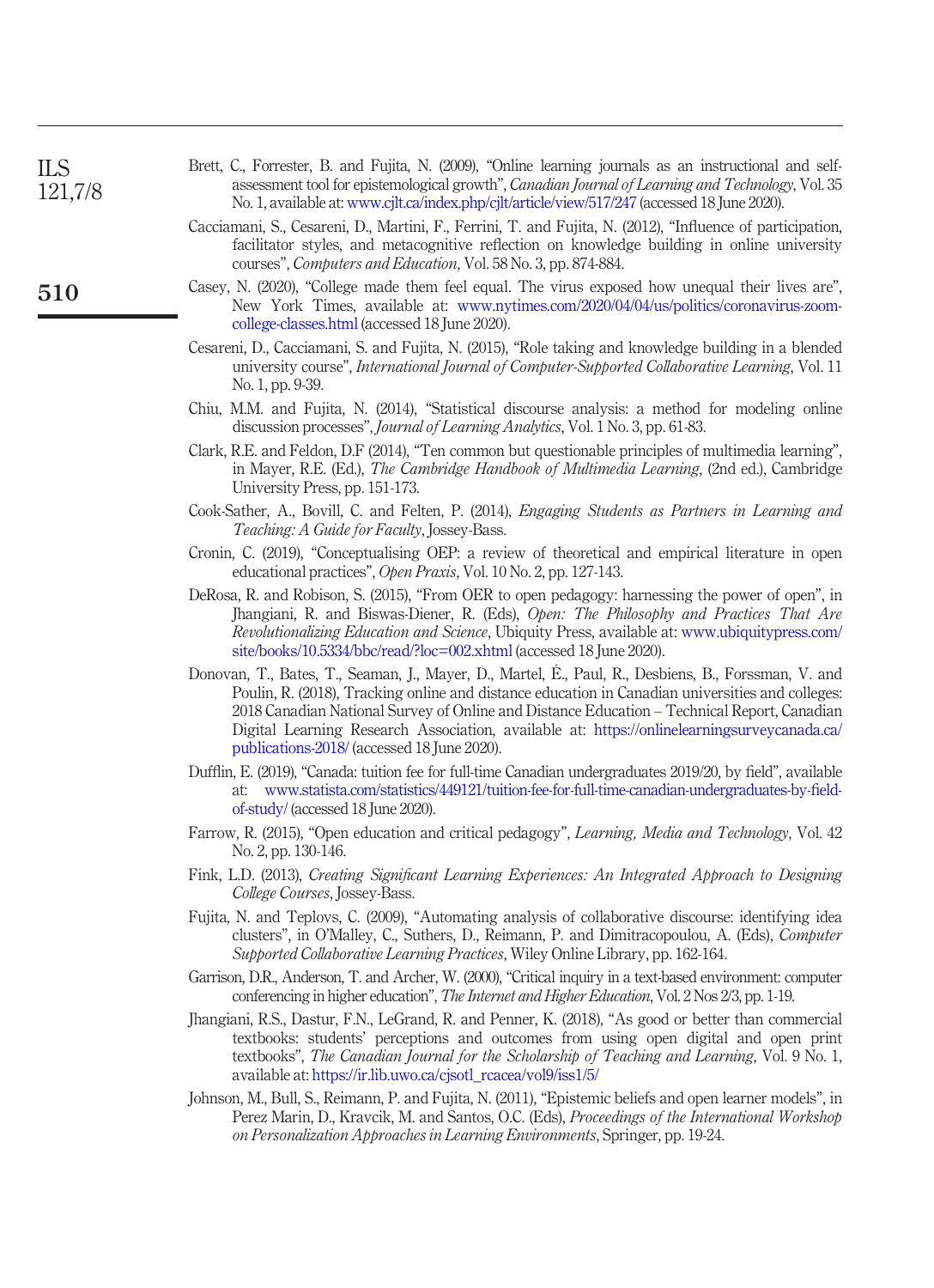Brett, C., Forrester, B. and Fujita, N. (2009), "Online learning journals as an instructional and self-assessment tool for epistemological growth", *Canadian Journal of Learning and Technology*, Vol. 35 No. 1, available at: www.cjlt.ca/index.php/cjlt/article/view/517/247 (accessed 18 June 2020).

Cacciamani, S., Cesareni, D., Martini, F., Ferrini, T. and Fujita, N. (2012), "Influence of participation, facilitator styles, and metacognitive reflection on knowledge building in online university courses", *Computers and Education*, Vol. 58 No. 3, pp. 874-884.

Casey, N. (2020), "College made them feel equal. The virus exposed how unequal their lives are", New York Times, available at: www.nytimes.com/2020/04/04/us/politics/coronavirus-zoom-college-classes.html (accessed 18 June 2020).

Cesareni, D., Cacciamani, S. and Fujita, N. (2015), "Role taking and knowledge building in a blended university course", *International Journal of Computer-Supported Collaborative Learning*, Vol. 11 No. 1, pp. 9-39.

Chiu, M.M. and Fujita, N. (2014), "Statistical discourse analysis: a method for modeling online discussion processes", *Journal of Learning Analytics*, Vol. 1 No. 3, pp. 61-83.

Clark, R.E. and Feldon, D.F (2014), "Ten common but questionable principles of multimedia learning", in Mayer, R.E. (Ed.), *The Cambridge Handbook of Multimedia Learning*, (2nd ed.), Cambridge University Press, pp. 151-173.

Cook-Sather, A., Bovill, C. and Felten, P. (2014), *Engaging Students as Partners in Learning and Teaching: A Guide for Faculty*, Jossey-Bass.

Cronin, C. (2019), "Conceptualising OEP: a review of theoretical and empirical literature in open educational practices", *Open Praxis*, Vol. 10 No. 2, pp. 127-143.

DeRosa, R. and Robison, S. (2015), "From OER to open pedagogy: harnessing the power of open", in Jhangiani, R. and Biswas-Diener, R. (Eds), *Open: The Philosophy and Practices That Are Revolutionalizing Education and Science*, Ubiquity Press, available at: www.ubiquitypress.com/site/books/10.5334/bbc/read/?loc=002.xhtml (accessed 18 June 2020).

Donovan, T., Bates, T., Seaman, J., Mayer, D., Martel, É., Paul, R., Desbiens, B., Forssman, V. and Poulin, R. (2018), Tracking online and distance education in Canadian universities and colleges: 2018 Canadian National Survey of Online and Distance Education – Technical Report, Canadian Digital Learning Research Association, available at: https://onlinelearningsurveycanada.ca/publications-2018/ (accessed 18 June 2020).

Dufflin, E. (2019), "Canada: tuition fee for full-time Canadian undergraduates 2019/20, by field", available at: www.statista.com/statistics/449121/tuition-fee-for-full-time-canadian-undergraduates-by-field-of-study/ (accessed 18 June 2020).

Farrow, R. (2015), "Open education and critical pedagogy", *Learning, Media and Technology*, Vol. 42 No. 2, pp. 130-146.

Fink, L.D. (2013), *Creating Significant Learning Experiences: An Integrated Approach to Designing College Courses*, Jossey-Bass.

Fujita, N. and Teplovs, C. (2009), "Automating analysis of collaborative discourse: identifying idea clusters", in O'Malley, C., Suthers, D., Reimann, P. and Dimitracopoulou, A. (Eds), *Computer Supported Collaborative Learning Practices*, Wiley Online Library, pp. 162-164.

Garrison, D.R., Anderson, T. and Archer, W. (2000), "Critical inquiry in a text-based environment: computer conferencing in higher education", *The Internet and Higher Education*, Vol. 2 Nos 2/3, pp. 1-19.

Jhangiani, R.S., Dastur, F.N., LeGrand, R. and Penner, K. (2018), "As good or better than commercial textbooks: students' perceptions and outcomes from using open digital and open print textbooks", *The Canadian Journal for the Scholarship of Teaching and Learning*, Vol. 9 No. 1, available at: https://ir.lib.uwo.ca/cjsotl_rcacea/vol9/iss1/5/

Johnson, M., Bull, S., Reimann, P. and Fujita, N. (2011), "Epistemic beliefs and open learner models", in Perez Marin, D., Kravcik, M. and Santos, O.C. (Eds), *Proceedings of the International Workshop on Personalization Approaches in Learning Environments*, Springer, pp. 19-24.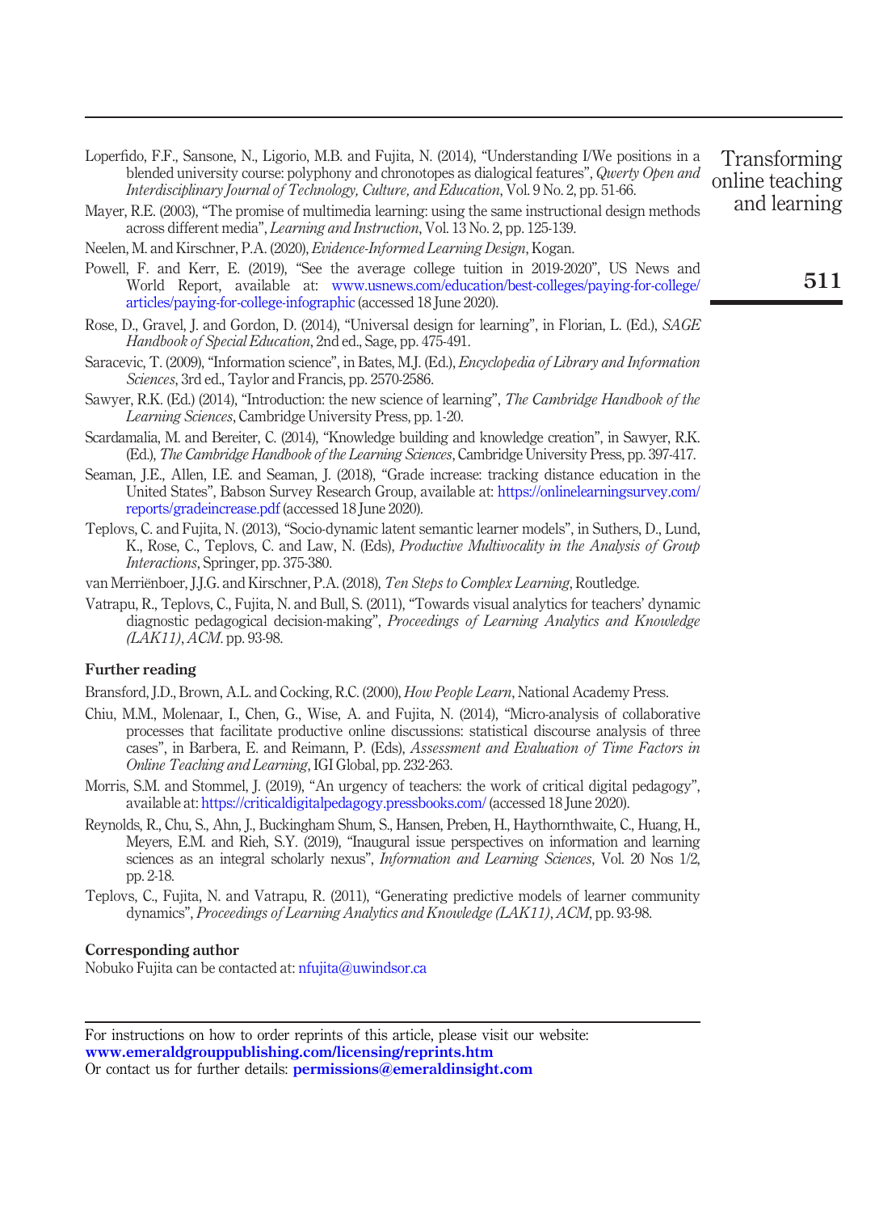Loperfido, F.F., Sansone, N., Ligorio, M.B. and Fujita, N. (2014), "Understanding I/We positions in a blended university course: polyphony and chronotopes as dialogical features", *Qwerty Open and Interdisciplinary Journal of Technology, Culture, and Education*, Vol. 9 No. 2, pp. 51-66.

Mayer, R.E. (2003), "The promise of multimedia learning: using the same instructional design methods across different media", *Learning and Instruction*, Vol. 13 No. 2, pp. 125-139.

Neelen, M. and Kirschner, P.A. (2020), *Evidence-Informed Learning Design*, Kogan.

Powell, F. and Kerr, E. (2019), "See the average college tuition in 2019-2020", US News and World Report, available at: www.usnews.com/education/best-colleges/paying-for-college/articles/paying-for-college-infographic (accessed 18 June 2020).

Rose, D., Gravel, J. and Gordon, D. (2014), "Universal design for learning", in Florian, L. (Ed.), *SAGE Handbook of Special Education*, 2nd ed., Sage, pp. 475-491.

Saracevic, T. (2009), "Information science", in Bates, M.J. (Ed.), *Encyclopedia of Library and Information Sciences*, 3rd ed., Taylor and Francis, pp. 2570-2586.

Sawyer, R.K. (Ed.) (2014), "Introduction: the new science of learning", *The Cambridge Handbook of the Learning Sciences*, Cambridge University Press, pp. 1-20.

Scardamalia, M. and Bereiter, C. (2014), "Knowledge building and knowledge creation", in Sawyer, R.K. (Ed.), *The Cambridge Handbook of the Learning Sciences*, Cambridge University Press, pp. 397-417.

Seaman, J.E., Allen, I.E. and Seaman, J. (2018), "Grade increase: tracking distance education in the United States", Babson Survey Research Group, available at: https://onlinelearningsurvey.com/reports/gradeincrease.pdf (accessed 18 June 2020).

Teplovs, C. and Fujita, N. (2013), "Socio-dynamic latent semantic learner models", in Suthers, D., Lund, K., Rose, C., Teplovs, C. and Law, N. (Eds), *Productive Multivocality in the Analysis of Group Interactions*, Springer, pp. 375-380.

van Merriënboer, J.J.G. and Kirschner, P.A. (2018), *Ten Steps to Complex Learning*, Routledge.

Vatrapu, R., Teplovs, C., Fujita, N. and Bull, S. (2011), "Towards visual analytics for teachers' dynamic diagnostic pedagogical decision-making", *Proceedings of Learning Analytics and Knowledge (LAK11)*, *ACM*, pp. 93-98.

## Further reading

Bransford, J.D., Brown, A.L. and Cocking, R.C. (2000), *How People Learn*, National Academy Press.

Chiu, M.M., Molenaar, I., Chen, G., Wise, A. and Fujita, N. (2014), "Micro-analysis of collaborative processes that facilitate productive online discussions: statistical discourse analysis of three cases", in Barbera, E. and Reimann, P. (Eds), *Assessment and Evaluation of Time Factors in Online Teaching and Learning*, IGI Global, pp. 232-263.

Morris, S.M. and Stommel, J. (2019), "An urgency of teachers: the work of critical digital pedagogy", available at: https://criticaldigitalpedagogy.pressbooks.com/ (accessed 18 June 2020).

Reynolds, R., Chu, S., Ahn, J., Buckingham Shum, S., Hansen, Preben, H., Haythornthwaite, C., Huang, H., Meyers, E.M. and Rieh, S.Y. (2019), "Inaugural issue perspectives on information and learning sciences as an integral scholarly nexus", *Information and Learning Sciences*, Vol. 20 Nos 1/2, pp. 2-18.

Teplovs, C., Fujita, N. and Vatrapu, R. (2011), "Generating predictive models of learner community dynamics", *Proceedings of Learning Analytics and Knowledge (LAK11)*, *ACM*, pp. 93-98.

## Corresponding author

Nobuko Fujita can be contacted at: nfujita@uwindsor.ca

For instructions on how to order reprints of this article, please visit our website:
**www.emeraldgrouppublishing.com/licensing/reprints.htm**
Or contact us for further details: **permissions@emeraldinsight.com**